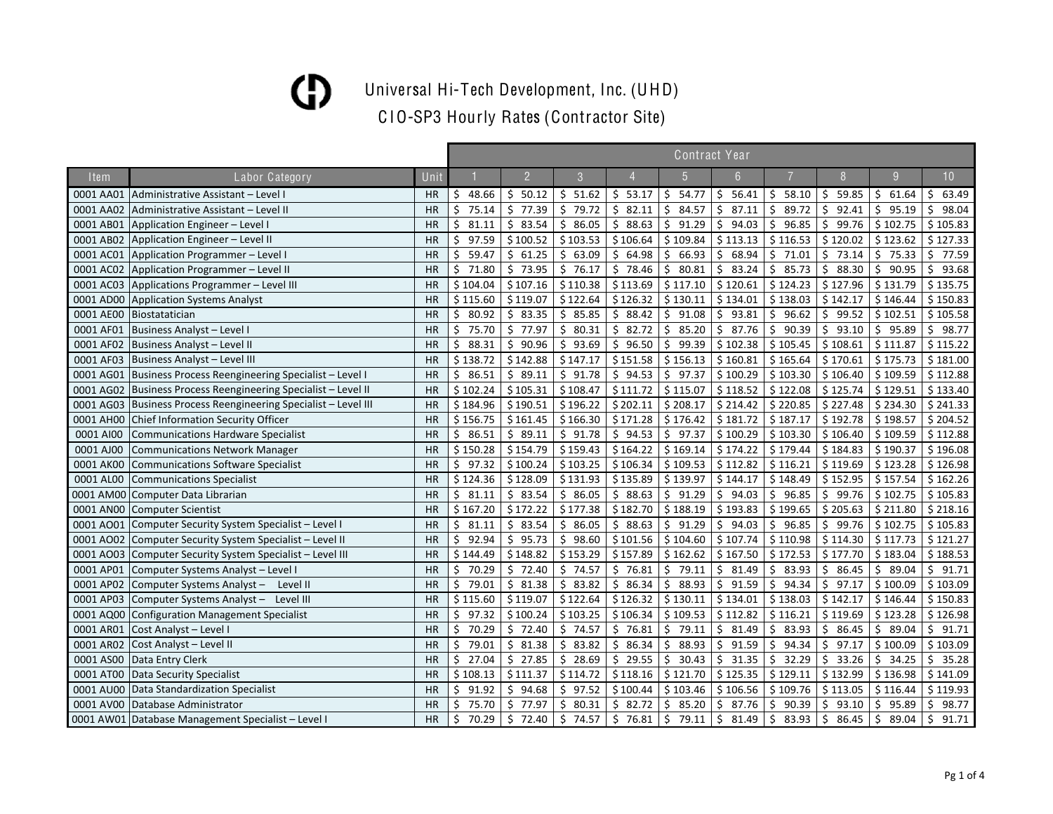# Universal Hi-Tech Development, Inc. (UHD)

## CIO-SP3 Hourly Rates (Contractor Site)

| Item | Labor Category | Unit | Contract Year | | | | | | | | | |
|---|---|---|---|---|---|---|---|---|---|---|---|---|
| | | | 1 | 2 | 3 | 4 | 5 | 6 | 7 | 8 | 9 | 10 |
| 0001 AA01 | Administrative Assistant – Level I | HR | $ 48.66 | $ 50.12 | $ 51.62 | $ 53.17 | $ 54.77 | $ 56.41 | $ 58.10 | $ 59.85 | $ 61.64 | $ 63.49 |
| 0001 AA02 | Administrative Assistant – Level II | HR | $ 75.14 | $ 77.39 | $ 79.72 | $ 82.11 | $ 84.57 | $ 87.11 | $ 89.72 | $ 92.41 | $ 95.19 | $ 98.04 |
| 0001 AB01 | Application Engineer – Level I | HR | $ 81.11 | $ 83.54 | $ 86.05 | $ 88.63 | $ 91.29 | $ 94.03 | $ 96.85 | $ 99.76 | $ 102.75 | $ 105.83 |
| 0001 AB02 | Application Engineer – Level II | HR | $ 97.59 | $ 100.52 | $ 103.53 | $ 106.64 | $ 109.84 | $ 113.13 | $ 116.53 | $ 120.02 | $ 123.62 | $ 127.33 |
| 0001 AC01 | Application Programmer – Level I | HR | $ 59.47 | $ 61.25 | $ 63.09 | $ 64.98 | $ 66.93 | $ 68.94 | $ 71.01 | $ 73.14 | $ 75.33 | $ 77.59 |
| 0001 AC02 | Application Programmer – Level II | HR | $ 71.80 | $ 73.95 | $ 76.17 | $ 78.46 | $ 80.81 | $ 83.24 | $ 85.73 | $ 88.30 | $ 90.95 | $ 93.68 |
| 0001 AC03 | Applications Programmer – Level III | HR | $ 104.04 | $ 107.16 | $ 110.38 | $ 113.69 | $ 117.10 | $ 120.61 | $ 124.23 | $ 127.96 | $ 131.79 | $ 135.75 |
| 0001 AD00 | Application Systems Analyst | HR | $ 115.60 | $ 119.07 | $ 122.64 | $ 126.32 | $ 130.11 | $ 134.01 | $ 138.03 | $ 142.17 | $ 146.44 | $ 150.83 |
| 0001 AE00 | Biostatatician | HR | $ 80.92 | $ 83.35 | $ 85.85 | $ 88.42 | $ 91.08 | $ 93.81 | $ 96.62 | $ 99.52 | $ 102.51 | $ 105.58 |
| 0001 AF01 | Business Analyst – Level I | HR | $ 75.70 | $ 77.97 | $ 80.31 | $ 82.72 | $ 85.20 | $ 87.76 | $ 90.39 | $ 93.10 | $ 95.89 | $ 98.77 |
| 0001 AF02 | Business Analyst – Level II | HR | $ 88.31 | $ 90.96 | $ 93.69 | $ 96.50 | $ 99.39 | $ 102.38 | $ 105.45 | $ 108.61 | $ 111.87 | $ 115.22 |
| 0001 AF03 | Business Analyst – Level III | HR | $ 138.72 | $ 142.88 | $ 147.17 | $ 151.58 | $ 156.13 | $ 160.81 | $ 165.64 | $ 170.61 | $ 175.73 | $ 181.00 |
| 0001 AG01 | Business Process Reengineering Specialist – Level I | HR | $ 86.51 | $ 89.11 | $ 91.78 | $ 94.53 | $ 97.37 | $ 100.29 | $ 103.30 | $ 106.40 | $ 109.59 | $ 112.88 |
| 0001 AG02 | Business Process Reengineering Specialist – Level II | HR | $ 102.24 | $ 105.31 | $ 108.47 | $ 111.72 | $ 115.07 | $ 118.52 | $ 122.08 | $ 125.74 | $ 129.51 | $ 133.40 |
| 0001 AG03 | Business Process Reengineering Specialist – Level III | HR | $ 184.96 | $ 190.51 | $ 196.22 | $ 202.11 | $ 208.17 | $ 214.42 | $ 220.85 | $ 227.48 | $ 234.30 | $ 241.33 |
| 0001 AH00 | Chief Information Security Officer | HR | $ 156.75 | $ 161.45 | $ 166.30 | $ 171.28 | $ 176.42 | $ 181.72 | $ 187.17 | $ 192.78 | $ 198.57 | $ 204.52 |
| 0001 AI00 | Communications Hardware Specialist | HR | $ 86.51 | $ 89.11 | $ 91.78 | $ 94.53 | $ 97.37 | $ 100.29 | $ 103.30 | $ 106.40 | $ 109.59 | $ 112.88 |
| 0001 AJ00 | Communications Network Manager | HR | $ 150.28 | $ 154.79 | $ 159.43 | $ 164.22 | $ 169.14 | $ 174.22 | $ 179.44 | $ 184.83 | $ 190.37 | $ 196.08 |
| 0001 AK00 | Communications Software Specialist | HR | $ 97.32 | $ 100.24 | $ 103.25 | $ 106.34 | $ 109.53 | $ 112.82 | $ 116.21 | $ 119.69 | $ 123.28 | $ 126.98 |
| 0001 AL00 | Communications Specialist | HR | $ 124.36 | $ 128.09 | $ 131.93 | $ 135.89 | $ 139.97 | $ 144.17 | $ 148.49 | $ 152.95 | $ 157.54 | $ 162.26 |
| 0001 AM00 | Computer Data Librarian | HR | $ 81.11 | $ 83.54 | $ 86.05 | $ 88.63 | $ 91.29 | $ 94.03 | $ 96.85 | $ 99.76 | $ 102.75 | $ 105.83 |
| 0001 AN00 | Computer Scientist | HR | $ 167.20 | $ 172.22 | $ 177.38 | $ 182.70 | $ 188.19 | $ 193.83 | $ 199.65 | $ 205.63 | $ 211.80 | $ 218.16 |
| 0001 AO01 | Computer Security System Specialist – Level I | HR | $ 81.11 | $ 83.54 | $ 86.05 | $ 88.63 | $ 91.29 | $ 94.03 | $ 96.85 | $ 99.76 | $ 102.75 | $ 105.83 |
| 0001 AO02 | Computer Security System Specialist – Level II | HR | $ 92.94 | $ 95.73 | $ 98.60 | $ 101.56 | $ 104.60 | $ 107.74 | $ 110.98 | $ 114.30 | $ 117.73 | $ 121.27 |
| 0001 AO03 | Computer Security System Specialist – Level III | HR | $ 144.49 | $ 148.82 | $ 153.29 | $ 157.89 | $ 162.62 | $ 167.50 | $ 172.53 | $ 177.70 | $ 183.04 | $ 188.53 |
| 0001 AP01 | Computer Systems Analyst – Level I | HR | $ 70.29 | $ 72.40 | $ 74.57 | $ 76.81 | $ 79.11 | $ 81.49 | $ 83.93 | $ 86.45 | $ 89.04 | $ 91.71 |
| 0001 AP02 | Computer Systems Analyst – Level II | HR | $ 79.01 | $ 81.38 | $ 83.82 | $ 86.34 | $ 88.93 | $ 91.59 | $ 94.34 | $ 97.17 | $ 100.09 | $ 103.09 |
| 0001 AP03 | Computer Systems Analyst – Level III | HR | $ 115.60 | $ 119.07 | $ 122.64 | $ 126.32 | $ 130.11 | $ 134.01 | $ 138.03 | $ 142.17 | $ 146.44 | $ 150.83 |
| 0001 AQ00 | Configuration Management Specialist | HR | $ 97.32 | $ 100.24 | $ 103.25 | $ 106.34 | $ 109.53 | $ 112.82 | $ 116.21 | $ 119.69 | $ 123.28 | $ 126.98 |
| 0001 AR01 | Cost Analyst – Level I | HR | $ 70.29 | $ 72.40 | $ 74.57 | $ 76.81 | $ 79.11 | $ 81.49 | $ 83.93 | $ 86.45 | $ 89.04 | $ 91.71 |
| 0001 AR02 | Cost Analyst – Level II | HR | $ 79.01 | $ 81.38 | $ 83.82 | $ 86.34 | $ 88.93 | $ 91.59 | $ 94.34 | $ 97.17 | $ 100.09 | $ 103.09 |
| 0001 AS00 | Data Entry Clerk | HR | $ 27.04 | $ 27.85 | $ 28.69 | $ 29.55 | $ 30.43 | $ 31.35 | $ 32.29 | $ 33.26 | $ 34.25 | $ 35.28 |
| 0001 AT00 | Data Security Specialist | HR | $ 108.13 | $ 111.37 | $ 114.72 | $ 118.16 | $ 121.70 | $ 125.35 | $ 129.11 | $ 132.99 | $ 136.98 | $ 141.09 |
| 0001 AU00 | Data Standardization Specialist | HR | $ 91.92 | $ 94.68 | $ 97.52 | $ 100.44 | $ 103.46 | $ 106.56 | $ 109.76 | $ 113.05 | $ 116.44 | $ 119.93 |
| 0001 AV00 | Database Administrator | HR | $ 75.70 | $ 77.97 | $ 80.31 | $ 82.72 | $ 85.20 | $ 87.76 | $ 90.39 | $ 93.10 | $ 95.89 | $ 98.77 |
| 0001 AW01 | Database Management Specialist – Level I | HR | $ 70.29 | $ 72.40 | $ 74.57 | $ 76.81 | $ 79.11 | $ 81.49 | $ 83.93 | $ 86.45 | $ 89.04 | $ 91.71 |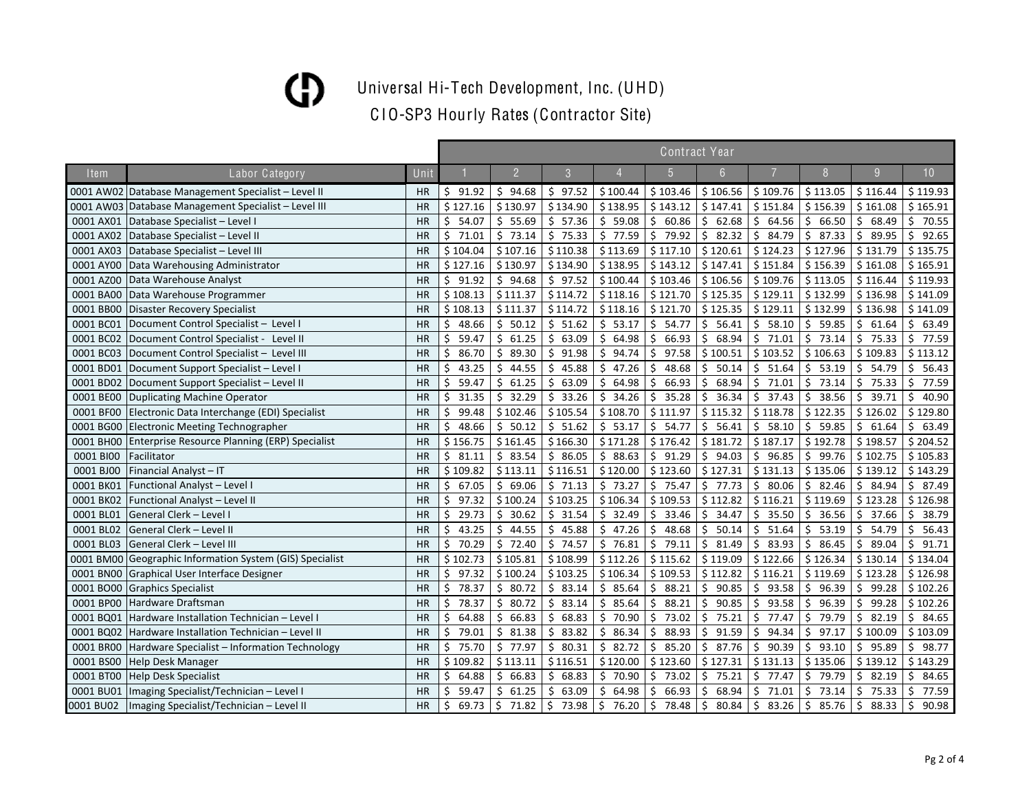# Universal Hi-Tech Development, Inc. (UHD)

## CIO-SP3 Hourly Rates (Contractor Site)

| Item | Labor Category | Unit | Contract Year | | | | | | | | | |
|---|---|---|---|---|---|---|---|---|---|---|---|---|
| | | | 1 | 2 | 3 | 4 | 5 | 6 | 7 | 8 | 9 | 10 |
| 0001 AW02 | Database Management Specialist – Level II | HR | $ 91.92 | $ 94.68 | $ 97.52 | $ 100.44 | $ 103.46 | $ 106.56 | $ 109.76 | $ 113.05 | $ 116.44 | $ 119.93 |
| 0001 AW03 | Database Management Specialist – Level III | HR | $ 127.16 | $ 130.97 | $ 134.90 | $ 138.95 | $ 143.12 | $ 147.41 | $ 151.84 | $ 156.39 | $ 161.08 | $ 165.91 |
| 0001 AX01 | Database Specialist – Level I | HR | $ 54.07 | $ 55.69 | $ 57.36 | $ 59.08 | $ 60.86 | $ 62.68 | $ 64.56 | $ 66.50 | $ 68.49 | $ 70.55 |
| 0001 AX02 | Database Specialist – Level II | HR | $ 71.01 | $ 73.14 | $ 75.33 | $ 77.59 | $ 79.92 | $ 82.32 | $ 84.79 | $ 87.33 | $ 89.95 | $ 92.65 |
| 0001 AX03 | Database Specialist – Level III | HR | $ 104.04 | $ 107.16 | $ 110.38 | $ 113.69 | $ 117.10 | $ 120.61 | $ 124.23 | $ 127.96 | $ 131.79 | $ 135.75 |
| 0001 AY00 | Data Warehousing Administrator | HR | $ 127.16 | $ 130.97 | $ 134.90 | $ 138.95 | $ 143.12 | $ 147.41 | $ 151.84 | $ 156.39 | $ 161.08 | $ 165.91 |
| 0001 AZ00 | Data Warehouse Analyst | HR | $ 91.92 | $ 94.68 | $ 97.52 | $ 100.44 | $ 103.46 | $ 106.56 | $ 109.76 | $ 113.05 | $ 116.44 | $ 119.93 |
| 0001 BA00 | Data Warehouse Programmer | HR | $ 108.13 | $ 111.37 | $ 114.72 | $ 118.16 | $ 121.70 | $ 125.35 | $ 129.11 | $ 132.99 | $ 136.98 | $ 141.09 |
| 0001 BB00 | Disaster Recovery Specialist | HR | $ 108.13 | $ 111.37 | $ 114.72 | $ 118.16 | $ 121.70 | $ 125.35 | $ 129.11 | $ 132.99 | $ 136.98 | $ 141.09 |
| 0001 BC01 | Document Control Specialist – Level I | HR | $ 48.66 | $ 50.12 | $ 51.62 | $ 53.17 | $ 54.77 | $ 56.41 | $ 58.10 | $ 59.85 | $ 61.64 | $ 63.49 |
| 0001 BC02 | Document Control Specialist - Level II | HR | $ 59.47 | $ 61.25 | $ 63.09 | $ 64.98 | $ 66.93 | $ 68.94 | $ 71.01 | $ 73.14 | $ 75.33 | $ 77.59 |
| 0001 BC03 | Document Control Specialist – Level III | HR | $ 86.70 | $ 89.30 | $ 91.98 | $ 94.74 | $ 97.58 | $ 100.51 | $ 103.52 | $ 106.63 | $ 109.83 | $ 113.12 |
| 0001 BD01 | Document Support Specialist – Level I | HR | $ 43.25 | $ 44.55 | $ 45.88 | $ 47.26 | $ 48.68 | $ 50.14 | $ 51.64 | $ 53.19 | $ 54.79 | $ 56.43 |
| 0001 BD02 | Document Support Specialist – Level II | HR | $ 59.47 | $ 61.25 | $ 63.09 | $ 64.98 | $ 66.93 | $ 68.94 | $ 71.01 | $ 73.14 | $ 75.33 | $ 77.59 |
| 0001 BE00 | Duplicating Machine Operator | HR | $ 31.35 | $ 32.29 | $ 33.26 | $ 34.26 | $ 35.28 | $ 36.34 | $ 37.43 | $ 38.56 | $ 39.71 | $ 40.90 |
| 0001 BF00 | Electronic Data Interchange (EDI) Specialist | HR | $ 99.48 | $ 102.46 | $ 105.54 | $ 108.70 | $ 111.97 | $ 115.32 | $ 118.78 | $ 122.35 | $ 126.02 | $ 129.80 |
| 0001 BG00 | Electronic Meeting Technographer | HR | $ 48.66 | $ 50.12 | $ 51.62 | $ 53.17 | $ 54.77 | $ 56.41 | $ 58.10 | $ 59.85 | $ 61.64 | $ 63.49 |
| 0001 BH00 | Enterprise Resource Planning (ERP) Specialist | HR | $ 156.75 | $ 161.45 | $ 166.30 | $ 171.28 | $ 176.42 | $ 181.72 | $ 187.17 | $ 192.78 | $ 198.57 | $ 204.52 |
| 0001 BI00 | Facilitator | HR | $ 81.11 | $ 83.54 | $ 86.05 | $ 88.63 | $ 91.29 | $ 94.03 | $ 96.85 | $ 99.76 | $ 102.75 | $ 105.83 |
| 0001 BJ00 | Financial Analyst – IT | HR | $ 109.82 | $ 113.11 | $ 116.51 | $ 120.00 | $ 123.60 | $ 127.31 | $ 131.13 | $ 135.06 | $ 139.12 | $ 143.29 |
| 0001 BK01 | Functional Analyst – Level I | HR | $ 67.05 | $ 69.06 | $ 71.13 | $ 73.27 | $ 75.47 | $ 77.73 | $ 80.06 | $ 82.46 | $ 84.94 | $ 87.49 |
| 0001 BK02 | Functional Analyst – Level II | HR | $ 97.32 | $ 100.24 | $ 103.25 | $ 106.34 | $ 109.53 | $ 112.82 | $ 116.21 | $ 119.69 | $ 123.28 | $ 126.98 |
| 0001 BL01 | General Clerk – Level I | HR | $ 29.73 | $ 30.62 | $ 31.54 | $ 32.49 | $ 33.46 | $ 34.47 | $ 35.50 | $ 36.56 | $ 37.66 | $ 38.79 |
| 0001 BL02 | General Clerk – Level II | HR | $ 43.25 | $ 44.55 | $ 45.88 | $ 47.26 | $ 48.68 | $ 50.14 | $ 51.64 | $ 53.19 | $ 54.79 | $ 56.43 |
| 0001 BL03 | General Clerk – Level III | HR | $ 70.29 | $ 72.40 | $ 74.57 | $ 76.81 | $ 79.11 | $ 81.49 | $ 83.93 | $ 86.45 | $ 89.04 | $ 91.71 |
| 0001 BM00 | Geographic Information System (GIS) Specialist | HR | $ 102.73 | $ 105.81 | $ 108.99 | $ 112.26 | $ 115.62 | $ 119.09 | $ 122.66 | $ 126.34 | $ 130.14 | $ 134.04 |
| 0001 BN00 | Graphical User Interface Designer | HR | $ 97.32 | $ 100.24 | $ 103.25 | $ 106.34 | $ 109.53 | $ 112.82 | $ 116.21 | $ 119.69 | $ 123.28 | $ 126.98 |
| 0001 BO00 | Graphics Specialist | HR | $ 78.37 | $ 80.72 | $ 83.14 | $ 85.64 | $ 88.21 | $ 90.85 | $ 93.58 | $ 96.39 | $ 99.28 | $ 102.26 |
| 0001 BP00 | Hardware Draftsman | HR | $ 78.37 | $ 80.72 | $ 83.14 | $ 85.64 | $ 88.21 | $ 90.85 | $ 93.58 | $ 96.39 | $ 99.28 | $ 102.26 |
| 0001 BQ01 | Hardware Installation Technician – Level I | HR | $ 64.88 | $ 66.83 | $ 68.83 | $ 70.90 | $ 73.02 | $ 75.21 | $ 77.47 | $ 79.79 | $ 82.19 | $ 84.65 |
| 0001 BQ02 | Hardware Installation Technician – Level II | HR | $ 79.01 | $ 81.38 | $ 83.82 | $ 86.34 | $ 88.93 | $ 91.59 | $ 94.34 | $ 97.17 | $ 100.09 | $ 103.09 |
| 0001 BR00 | Hardware Specialist – Information Technology | HR | $ 75.70 | $ 77.97 | $ 80.31 | $ 82.72 | $ 85.20 | $ 87.76 | $ 90.39 | $ 93.10 | $ 95.89 | $ 98.77 |
| 0001 BS00 | Help Desk Manager | HR | $ 109.82 | $ 113.11 | $ 116.51 | $ 120.00 | $ 123.60 | $ 127.31 | $ 131.13 | $ 135.06 | $ 139.12 | $ 143.29 |
| 0001 BT00 | Help Desk Specialist | HR | $ 64.88 | $ 66.83 | $ 68.83 | $ 70.90 | $ 73.02 | $ 75.21 | $ 77.47 | $ 79.79 | $ 82.19 | $ 84.65 |
| 0001 BU01 | Imaging Specialist/Technician – Level I | HR | $ 59.47 | $ 61.25 | $ 63.09 | $ 64.98 | $ 66.93 | $ 68.94 | $ 71.01 | $ 73.14 | $ 75.33 | $ 77.59 |
| 0001 BU02 | Imaging Specialist/Technician – Level II | HR | $ 69.73 | $ 71.82 | $ 73.98 | $ 76.20 | $ 78.48 | $ 80.84 | $ 83.26 | $ 85.76 | $ 88.33 | $ 90.98 |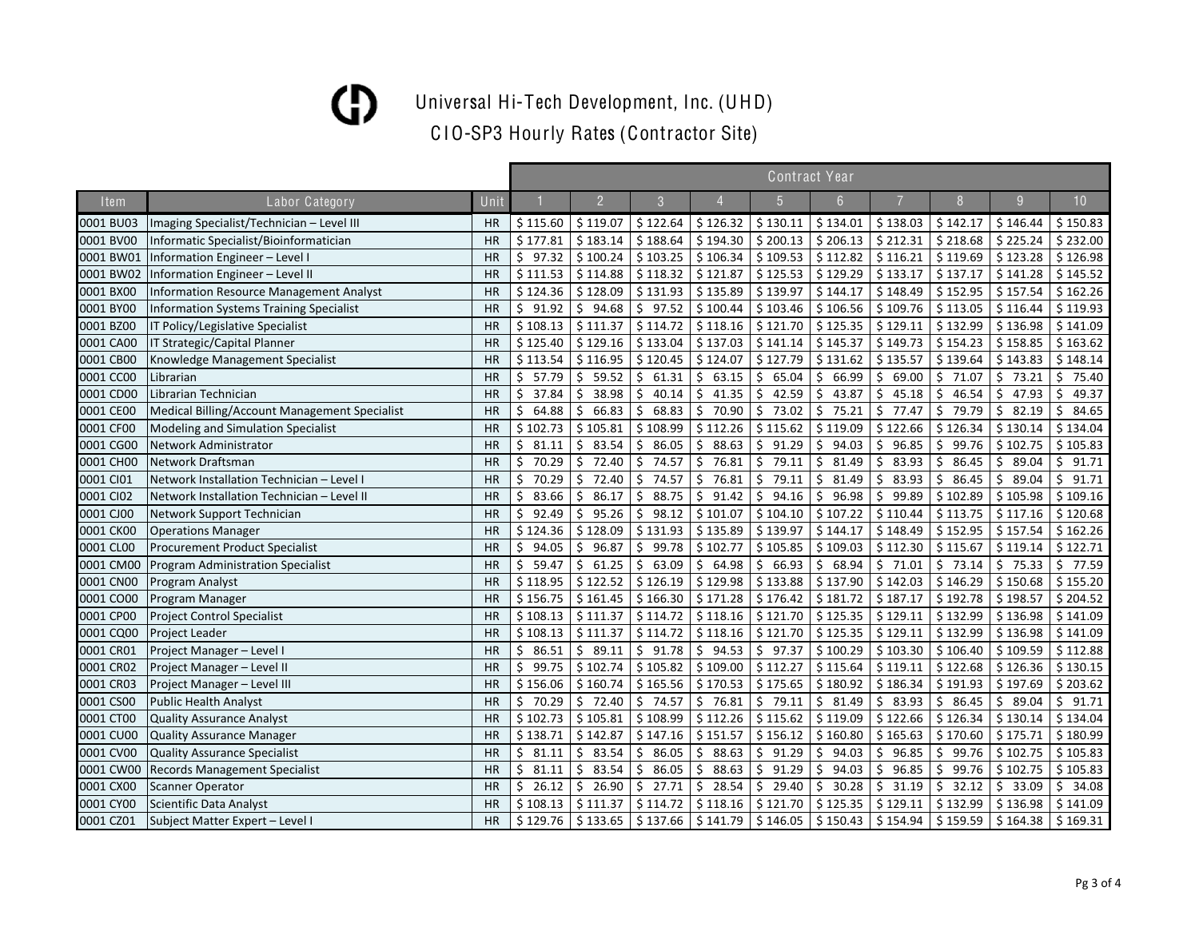# Universal Hi-Tech Development, Inc. (UHD)

## CIO-SP3 Hourly Rates (Contractor Site)

| Item | Labor Category | Unit | Contract Year 1 | 2 | 3 | 4 | 5 | 6 | 7 | 8 | 9 | 10 |
|---|---|---|---|---|---|---|---|---|---|---|---|---|
| 0001 BU03 | Imaging Specialist/Technician – Level III | HR | $ 115.60 | $ 119.07 | $ 122.64 | $ 126.32 | $ 130.11 | $ 134.01 | $ 138.03 | $ 142.17 | $ 146.44 | $ 150.83 |
| 0001 BV00 | Informatic Specialist/Bioinformatician | HR | $ 177.81 | $ 183.14 | $ 188.64 | $ 194.30 | $ 200.13 | $ 206.13 | $ 212.31 | $ 218.68 | $ 225.24 | $ 232.00 |
| 0001 BW01 | Information Engineer – Level I | HR | $ 97.32 | $ 100.24 | $ 103.25 | $ 106.34 | $ 109.53 | $ 112.82 | $ 116.21 | $ 119.69 | $ 123.28 | $ 126.98 |
| 0001 BW02 | Information Engineer – Level II | HR | $ 111.53 | $ 114.88 | $ 118.32 | $ 121.87 | $ 125.53 | $ 129.29 | $ 133.17 | $ 137.17 | $ 141.28 | $ 145.52 |
| 0001 BX00 | Information Resource Management Analyst | HR | $ 124.36 | $ 128.09 | $ 131.93 | $ 135.89 | $ 139.97 | $ 144.17 | $ 148.49 | $ 152.95 | $ 157.54 | $ 162.26 |
| 0001 BY00 | Information Systems Training Specialist | HR | $ 91.92 | $ 94.68 | $ 97.52 | $ 100.44 | $ 103.46 | $ 106.56 | $ 109.76 | $ 113.05 | $ 116.44 | $ 119.93 |
| 0001 BZ00 | IT Policy/Legislative Specialist | HR | $ 108.13 | $ 111.37 | $ 114.72 | $ 118.16 | $ 121.70 | $ 125.35 | $ 129.11 | $ 132.99 | $ 136.98 | $ 141.09 |
| 0001 CA00 | IT Strategic/Capital Planner | HR | $ 125.40 | $ 129.16 | $ 133.04 | $ 137.03 | $ 141.14 | $ 145.37 | $ 149.73 | $ 154.23 | $ 158.85 | $ 163.62 |
| 0001 CB00 | Knowledge Management Specialist | HR | $ 113.54 | $ 116.95 | $ 120.45 | $ 124.07 | $ 127.79 | $ 131.62 | $ 135.57 | $ 139.64 | $ 143.83 | $ 148.14 |
| 0001 CC00 | Librarian | HR | $ 57.79 | $ 59.52 | $ 61.31 | $ 63.15 | $ 65.04 | $ 66.99 | $ 69.00 | $ 71.07 | $ 73.21 | $ 75.40 |
| 0001 CD00 | Librarian Technician | HR | $ 37.84 | $ 38.98 | $ 40.14 | $ 41.35 | $ 42.59 | $ 43.87 | $ 45.18 | $ 46.54 | $ 47.93 | $ 49.37 |
| 0001 CE00 | Medical Billing/Account Management Specialist | HR | $ 64.88 | $ 66.83 | $ 68.83 | $ 70.90 | $ 73.02 | $ 75.21 | $ 77.47 | $ 79.79 | $ 82.19 | $ 84.65 |
| 0001 CF00 | Modeling and Simulation Specialist | HR | $ 102.73 | $ 105.81 | $ 108.99 | $ 112.26 | $ 115.62 | $ 119.09 | $ 122.66 | $ 126.34 | $ 130.14 | $ 134.04 |
| 0001 CG00 | Network Administrator | HR | $ 81.11 | $ 83.54 | $ 86.05 | $ 88.63 | $ 91.29 | $ 94.03 | $ 96.85 | $ 99.76 | $ 102.75 | $ 105.83 |
| 0001 CH00 | Network Draftsman | HR | $ 70.29 | $ 72.40 | $ 74.57 | $ 76.81 | $ 79.11 | $ 81.49 | $ 83.93 | $ 86.45 | $ 89.04 | $ 91.71 |
| 0001 CI01 | Network Installation Technician – Level I | HR | $ 70.29 | $ 72.40 | $ 74.57 | $ 76.81 | $ 79.11 | $ 81.49 | $ 83.93 | $ 86.45 | $ 89.04 | $ 91.71 |
| 0001 CI02 | Network Installation Technician – Level II | HR | $ 83.66 | $ 86.17 | $ 88.75 | $ 91.42 | $ 94.16 | $ 96.98 | $ 99.89 | $ 102.89 | $ 105.98 | $ 109.16 |
| 0001 CJ00 | Network Support Technician | HR | $ 92.49 | $ 95.26 | $ 98.12 | $ 101.07 | $ 104.10 | $ 107.22 | $ 110.44 | $ 113.75 | $ 117.16 | $ 120.68 |
| 0001 CK00 | Operations Manager | HR | $ 124.36 | $ 128.09 | $ 131.93 | $ 135.89 | $ 139.97 | $ 144.17 | $ 148.49 | $ 152.95 | $ 157.54 | $ 162.26 |
| 0001 CL00 | Procurement Product Specialist | HR | $ 94.05 | $ 96.87 | $ 99.78 | $ 102.77 | $ 105.85 | $ 109.03 | $ 112.30 | $ 115.67 | $ 119.14 | $ 122.71 |
| 0001 CM00 | Program Administration Specialist | HR | $ 59.47 | $ 61.25 | $ 63.09 | $ 64.98 | $ 66.93 | $ 68.94 | $ 71.01 | $ 73.14 | $ 75.33 | $ 77.59 |
| 0001 CN00 | Program Analyst | HR | $ 118.95 | $ 122.52 | $ 126.19 | $ 129.98 | $ 133.88 | $ 137.90 | $ 142.03 | $ 146.29 | $ 150.68 | $ 155.20 |
| 0001 CO00 | Program Manager | HR | $ 156.75 | $ 161.45 | $ 166.30 | $ 171.28 | $ 176.42 | $ 181.72 | $ 187.17 | $ 192.78 | $ 198.57 | $ 204.52 |
| 0001 CP00 | Project Control Specialist | HR | $ 108.13 | $ 111.37 | $ 114.72 | $ 118.16 | $ 121.70 | $ 125.35 | $ 129.11 | $ 132.99 | $ 136.98 | $ 141.09 |
| 0001 CQ00 | Project Leader | HR | $ 108.13 | $ 111.37 | $ 114.72 | $ 118.16 | $ 121.70 | $ 125.35 | $ 129.11 | $ 132.99 | $ 136.98 | $ 141.09 |
| 0001 CR01 | Project Manager – Level I | HR | $ 86.51 | $ 89.11 | $ 91.78 | $ 94.53 | $ 97.37 | $ 100.29 | $ 103.30 | $ 106.40 | $ 109.59 | $ 112.88 |
| 0001 CR02 | Project Manager – Level II | HR | $ 99.75 | $ 102.74 | $ 105.82 | $ 109.00 | $ 112.27 | $ 115.64 | $ 119.11 | $ 122.68 | $ 126.36 | $ 130.15 |
| 0001 CR03 | Project Manager – Level III | HR | $ 156.06 | $ 160.74 | $ 165.56 | $ 170.53 | $ 175.65 | $ 180.92 | $ 186.34 | $ 191.93 | $ 197.69 | $ 203.62 |
| 0001 CS00 | Public Health Analyst | HR | $ 70.29 | $ 72.40 | $ 74.57 | $ 76.81 | $ 79.11 | $ 81.49 | $ 83.93 | $ 86.45 | $ 89.04 | $ 91.71 |
| 0001 CT00 | Quality Assurance Analyst | HR | $ 102.73 | $ 105.81 | $ 108.99 | $ 112.26 | $ 115.62 | $ 119.09 | $ 122.66 | $ 126.34 | $ 130.14 | $ 134.04 |
| 0001 CU00 | Quality Assurance Manager | HR | $ 138.71 | $ 142.87 | $ 147.16 | $ 151.57 | $ 156.12 | $ 160.80 | $ 165.63 | $ 170.60 | $ 175.71 | $ 180.99 |
| 0001 CV00 | Quality Assurance Specialist | HR | $ 81.11 | $ 83.54 | $ 86.05 | $ 88.63 | $ 91.29 | $ 94.03 | $ 96.85 | $ 99.76 | $ 102.75 | $ 105.83 |
| 0001 CW00 | Records Management Specialist | HR | $ 81.11 | $ 83.54 | $ 86.05 | $ 88.63 | $ 91.29 | $ 94.03 | $ 96.85 | $ 99.76 | $ 102.75 | $ 105.83 |
| 0001 CX00 | Scanner Operator | HR | $ 26.12 | $ 26.90 | $ 27.71 | $ 28.54 | $ 29.40 | $ 30.28 | $ 31.19 | $ 32.12 | $ 33.09 | $ 34.08 |
| 0001 CY00 | Scientific Data Analyst | HR | $ 108.13 | $ 111.37 | $ 114.72 | $ 118.16 | $ 121.70 | $ 125.35 | $ 129.11 | $ 132.99 | $ 136.98 | $ 141.09 |
| 0001 CZ01 | Subject Matter Expert – Level I | HR | $ 129.76 | $ 133.65 | $ 137.66 | $ 141.79 | $ 146.05 | $ 150.43 | $ 154.94 | $ 159.59 | $ 164.38 | $ 169.31 |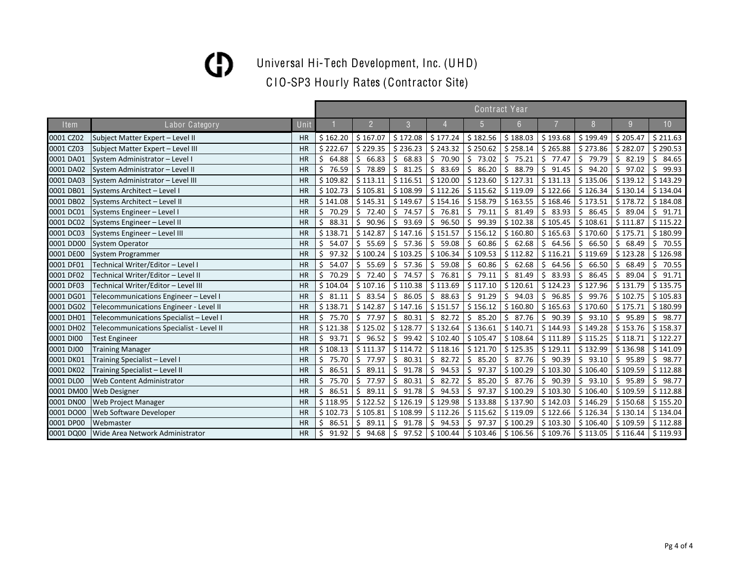# Universal Hi-Tech Development, Inc. (UHD)

## CIO-SP3 Hourly Rates (Contractor Site)

| Item | Labor Category | Unit | Contract Year | | | | | | | | | |
|---|---|---|---|---|---|---|---|---|---|---|---|---|
| | | | 1 | 2 | 3 | 4 | 5 | 6 | 7 | 8 | 9 | 10 |
| 0001 CZ02 | Subject Matter Expert – Level II | HR | $ 162.20 | $ 167.07 | $ 172.08 | $ 177.24 | $ 182.56 | $ 188.03 | $ 193.68 | $ 199.49 | $ 205.47 | $ 211.63 |
| 0001 CZ03 | Subject Matter Expert – Level III | HR | $ 222.67 | $ 229.35 | $ 236.23 | $ 243.32 | $ 250.62 | $ 258.14 | $ 265.88 | $ 273.86 | $ 282.07 | $ 290.53 |
| 0001 DA01 | System Administrator – Level I | HR | $ 64.88 | $ 66.83 | $ 68.83 | $ 70.90 | $ 73.02 | $ 75.21 | $ 77.47 | $ 79.79 | $ 82.19 | $ 84.65 |
| 0001 DA02 | System Administrator – Level II | HR | $ 76.59 | $ 78.89 | $ 81.25 | $ 83.69 | $ 86.20 | $ 88.79 | $ 91.45 | $ 94.20 | $ 97.02 | $ 99.93 |
| 0001 DA03 | System Administrator – Level III | HR | $ 109.82 | $ 113.11 | $ 116.51 | $ 120.00 | $ 123.60 | $ 127.31 | $ 131.13 | $ 135.06 | $ 139.12 | $ 143.29 |
| 0001 DB01 | Systems Architect – Level I | HR | $ 102.73 | $ 105.81 | $ 108.99 | $ 112.26 | $ 115.62 | $ 119.09 | $ 122.66 | $ 126.34 | $ 130.14 | $ 134.04 |
| 0001 DB02 | Systems Architect – Level II | HR | $ 141.08 | $ 145.31 | $ 149.67 | $ 154.16 | $ 158.79 | $ 163.55 | $ 168.46 | $ 173.51 | $ 178.72 | $ 184.08 |
| 0001 DC01 | Systems Engineer – Level I | HR | $ 70.29 | $ 72.40 | $ 74.57 | $ 76.81 | $ 79.11 | $ 81.49 | $ 83.93 | $ 86.45 | $ 89.04 | $ 91.71 |
| 0001 DC02 | Systems Engineer – Level II | HR | $ 88.31 | $ 90.96 | $ 93.69 | $ 96.50 | $ 99.39 | $ 102.38 | $ 105.45 | $ 108.61 | $ 111.87 | $ 115.22 |
| 0001 DC03 | Systems Engineer – Level III | HR | $ 138.71 | $ 142.87 | $ 147.16 | $ 151.57 | $ 156.12 | $ 160.80 | $ 165.63 | $ 170.60 | $ 175.71 | $ 180.99 |
| 0001 DD00 | System Operator | HR | $ 54.07 | $ 55.69 | $ 57.36 | $ 59.08 | $ 60.86 | $ 62.68 | $ 64.56 | $ 66.50 | $ 68.49 | $ 70.55 |
| 0001 DE00 | System Programmer | HR | $ 97.32 | $ 100.24 | $ 103.25 | $ 106.34 | $ 109.53 | $ 112.82 | $ 116.21 | $ 119.69 | $ 123.28 | $ 126.98 |
| 0001 DF01 | Technical Writer/Editor – Level I | HR | $ 54.07 | $ 55.69 | $ 57.36 | $ 59.08 | $ 60.86 | $ 62.68 | $ 64.56 | $ 66.50 | $ 68.49 | $ 70.55 |
| 0001 DF02 | Technical Writer/Editor – Level II | HR | $ 70.29 | $ 72.40 | $ 74.57 | $ 76.81 | $ 79.11 | $ 81.49 | $ 83.93 | $ 86.45 | $ 89.04 | $ 91.71 |
| 0001 DF03 | Technical Writer/Editor – Level III | HR | $ 104.04 | $ 107.16 | $ 110.38 | $ 113.69 | $ 117.10 | $ 120.61 | $ 124.23 | $ 127.96 | $ 131.79 | $ 135.75 |
| 0001 DG01 | Telecommunications Engineer – Level I | HR | $ 81.11 | $ 83.54 | $ 86.05 | $ 88.63 | $ 91.29 | $ 94.03 | $ 96.85 | $ 99.76 | $ 102.75 | $ 105.83 |
| 0001 DG02 | Telecommunications Engineer - Level II | HR | $ 138.71 | $ 142.87 | $ 147.16 | $ 151.57 | $ 156.12 | $ 160.80 | $ 165.63 | $ 170.60 | $ 175.71 | $ 180.99 |
| 0001 DH01 | Telecommunications Specialist – Level I | HR | $ 75.70 | $ 77.97 | $ 80.31 | $ 82.72 | $ 85.20 | $ 87.76 | $ 90.39 | $ 93.10 | $ 95.89 | $ 98.77 |
| 0001 DH02 | Telecommunications Specialist - Level II | HR | $ 121.38 | $ 125.02 | $ 128.77 | $ 132.64 | $ 136.61 | $ 140.71 | $ 144.93 | $ 149.28 | $ 153.76 | $ 158.37 |
| 0001 DI00 | Test Engineer | HR | $ 93.71 | $ 96.52 | $ 99.42 | $ 102.40 | $ 105.47 | $ 108.64 | $ 111.89 | $ 115.25 | $ 118.71 | $ 122.27 |
| 0001 DJ00 | Training Manager | HR | $ 108.13 | $ 111.37 | $ 114.72 | $ 118.16 | $ 121.70 | $ 125.35 | $ 129.11 | $ 132.99 | $ 136.98 | $ 141.09 |
| 0001 DK01 | Training Specialist – Level I | HR | $ 75.70 | $ 77.97 | $ 80.31 | $ 82.72 | $ 85.20 | $ 87.76 | $ 90.39 | $ 93.10 | $ 95.89 | $ 98.77 |
| 0001 DK02 | Training Specialist – Level II | HR | $ 86.51 | $ 89.11 | $ 91.78 | $ 94.53 | $ 97.37 | $ 100.29 | $ 103.30 | $ 106.40 | $ 109.59 | $ 112.88 |
| 0001 DL00 | Web Content Administrator | HR | $ 75.70 | $ 77.97 | $ 80.31 | $ 82.72 | $ 85.20 | $ 87.76 | $ 90.39 | $ 93.10 | $ 95.89 | $ 98.77 |
| 0001 DM00 | Web Designer | HR | $ 86.51 | $ 89.11 | $ 91.78 | $ 94.53 | $ 97.37 | $ 100.29 | $ 103.30 | $ 106.40 | $ 109.59 | $ 112.88 |
| 0001 DN00 | Web Project Manager | HR | $ 118.95 | $ 122.52 | $ 126.19 | $ 129.98 | $ 133.88 | $ 137.90 | $ 142.03 | $ 146.29 | $ 150.68 | $ 155.20 |
| 0001 DO00 | Web Software Developer | HR | $ 102.73 | $ 105.81 | $ 108.99 | $ 112.26 | $ 115.62 | $ 119.09 | $ 122.66 | $ 126.34 | $ 130.14 | $ 134.04 |
| 0001 DP00 | Webmaster | HR | $ 86.51 | $ 89.11 | $ 91.78 | $ 94.53 | $ 97.37 | $ 100.29 | $ 103.30 | $ 106.40 | $ 109.59 | $ 112.88 |
| 0001 DQ00 | Wide Area Network Administrator | HR | $ 91.92 | $ 94.68 | $ 97.52 | $ 100.44 | $ 103.46 | $ 106.56 | $ 109.76 | $ 113.05 | $ 116.44 | $ 119.93 |